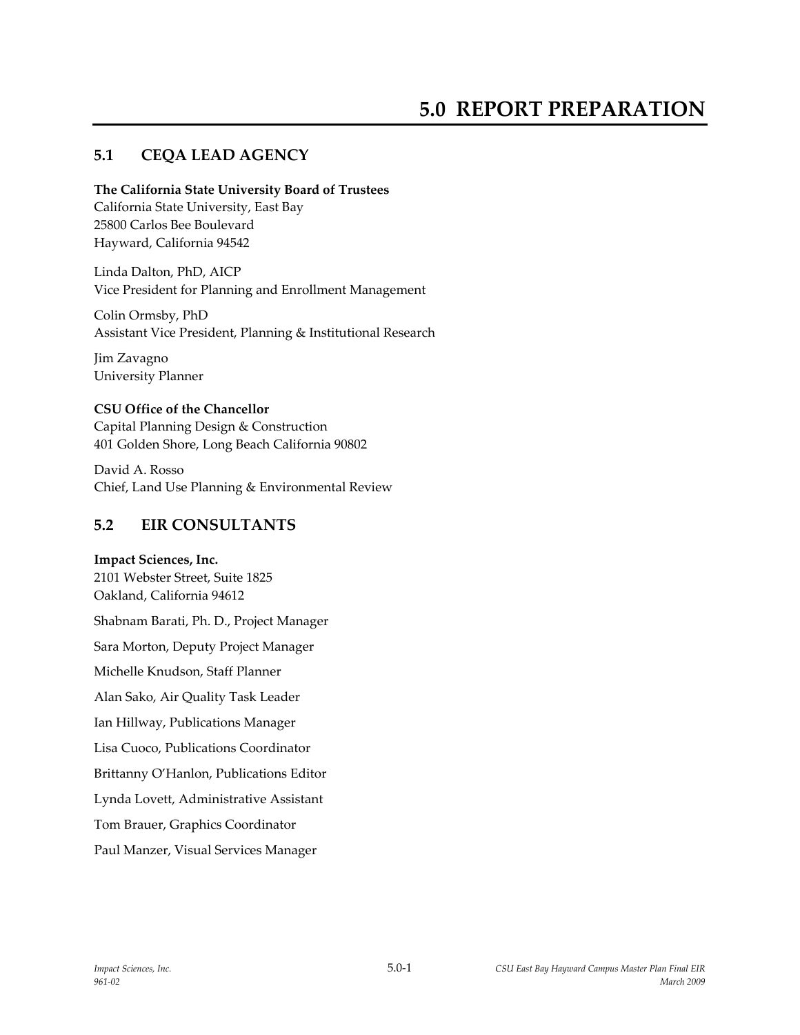# 5.0 REPORT PREPARATION

## 5.1 CEQA LEAD AGENCY

**The California State University Board of Trustees**
California State University, East Bay
25800 Carlos Bee Boulevard
Hayward, California 94542

Linda Dalton, PhD, AICP
Vice President for Planning and Enrollment Management

Colin Ormsby, PhD
Assistant Vice President, Planning & Institutional Research

Jim Zavagno
University Planner

**CSU Office of the Chancellor**
Capital Planning Design & Construction
401 Golden Shore, Long Beach California 90802

David A. Rosso
Chief, Land Use Planning & Environmental Review

## 5.2 EIR CONSULTANTS

**Impact Sciences, Inc.**
2101 Webster Street, Suite 1825
Oakland, California 94612

Shabnam Barati, Ph. D., Project Manager

Sara Morton, Deputy Project Manager

Michelle Knudson, Staff Planner

Alan Sako, Air Quality Task Leader

Ian Hillway, Publications Manager

Lisa Cuoco, Publications Coordinator

Brittanny O'Hanlon, Publications Editor

Lynda Lovett, Administrative Assistant

Tom Brauer, Graphics Coordinator

Paul Manzer, Visual Services Manager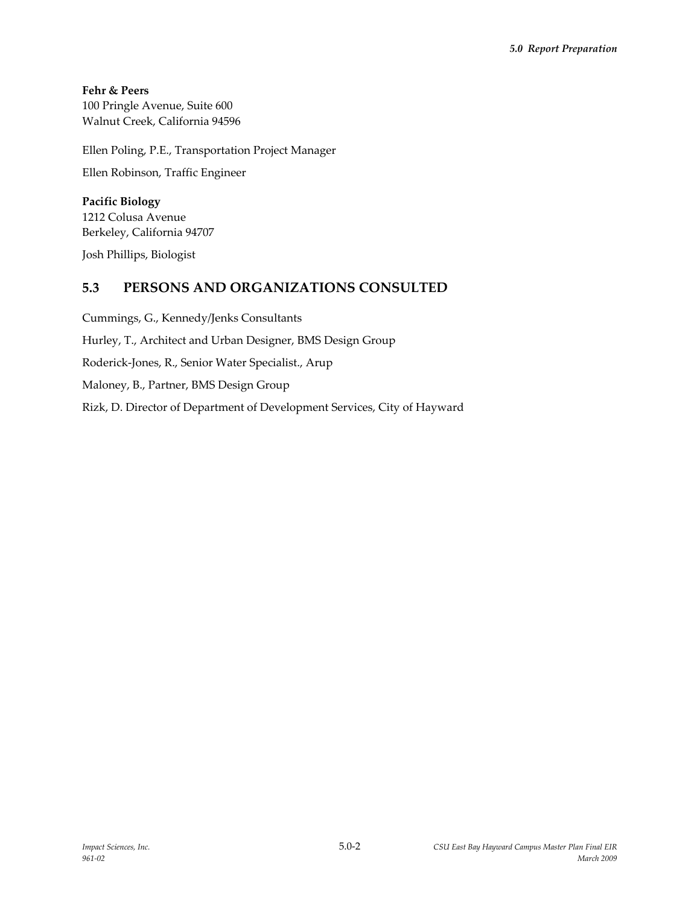**Fehr & Peers**
100 Pringle Avenue, Suite 600
Walnut Creek, California 94596

Ellen Poling, P.E., Transportation Project Manager

Ellen Robinson, Traffic Engineer

**Pacific Biology**
1212 Colusa Avenue
Berkeley, California 94707

Josh Phillips, Biologist

## 5.3 PERSONS AND ORGANIZATIONS CONSULTED

Cummings, G., Kennedy/Jenks Consultants

Hurley, T., Architect and Urban Designer, BMS Design Group

Roderick-Jones, R., Senior Water Specialist., Arup

Maloney, B., Partner, BMS Design Group

Rizk, D. Director of Department of Development Services, City of Hayward